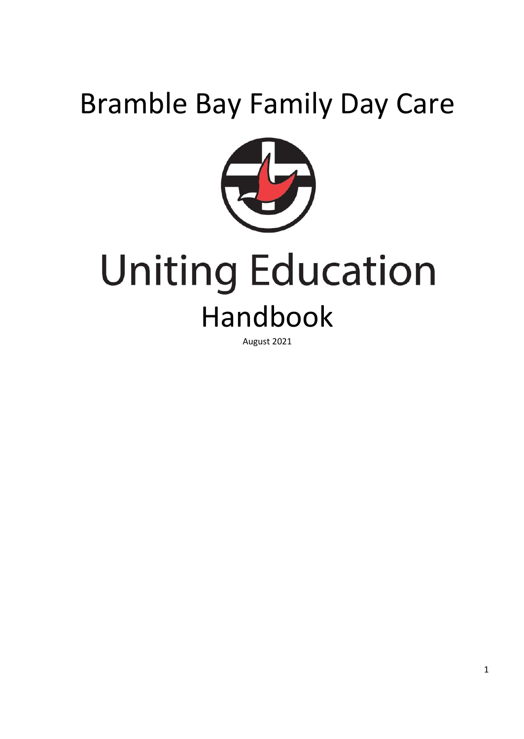# Bramble Bay Family Day Care

# Uniting Education

## Handbook

August 2021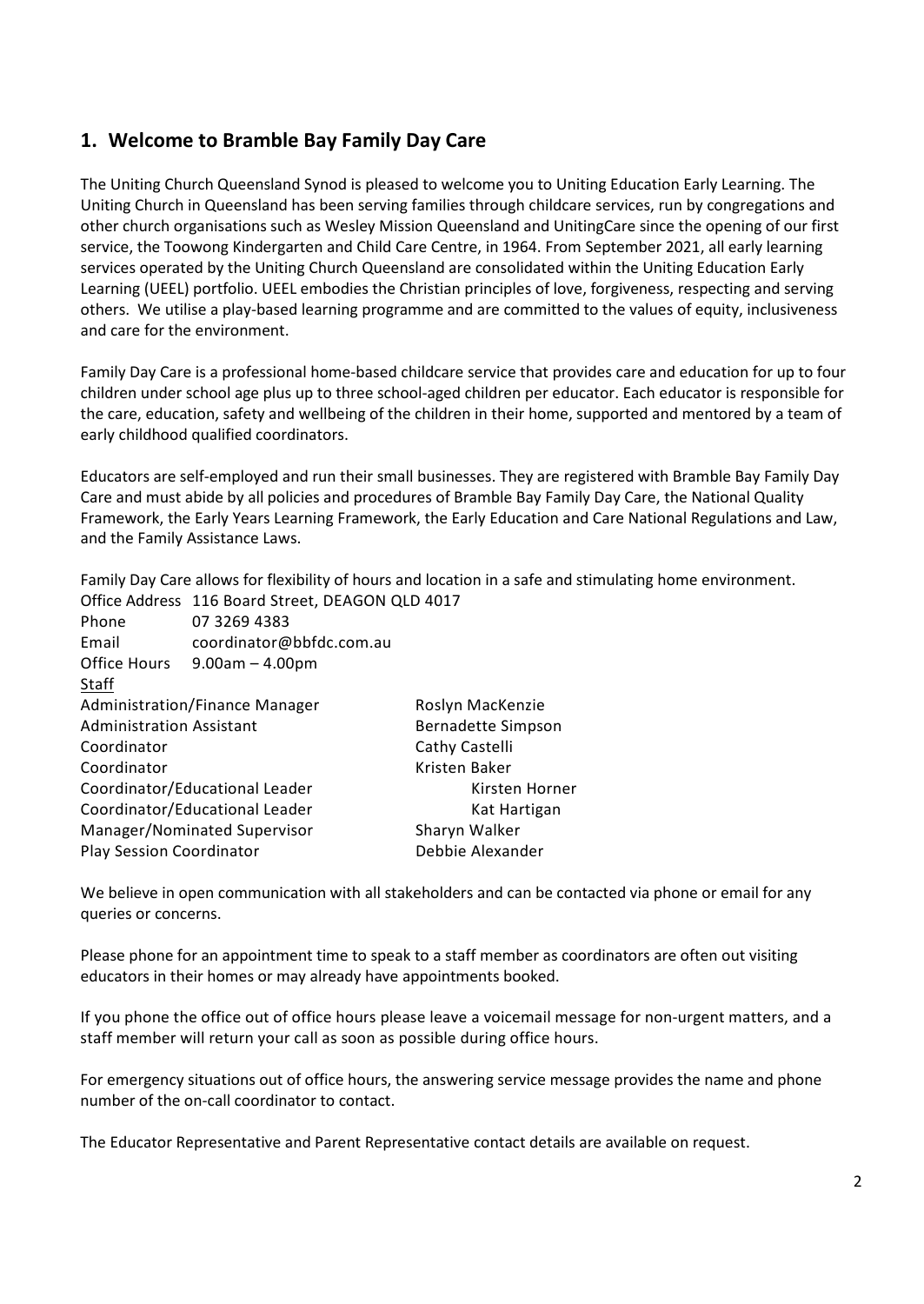## 1. Welcome to Bramble Bay Family Day Care

The Uniting Church Queensland Synod is pleased to welcome you to Uniting Education Early Learning. The Uniting Church in Queensland has been serving families through childcare services, run by congregations and other church organisations such as Wesley Mission Queensland and UnitingCare since the opening of our first service, the Toowong Kindergarten and Child Care Centre, in 1964. From September 2021, all early learning services operated by the Uniting Church Queensland are consolidated within the Uniting Education Early Learning (UEEL) portfolio. UEEL embodies the Christian principles of love, forgiveness, respecting and serving others. We utilise a play-based learning programme and are committed to the values of equity, inclusiveness and care for the environment.

Family Day Care is a professional home-based childcare service that provides care and education for up to four children under school age plus up to three school-aged children per educator. Each educator is responsible for the care, education, safety and wellbeing of the children in their home, supported and mentored by a team of early childhood qualified coordinators.

Educators are self-employed and run their small businesses. They are registered with Bramble Bay Family Day Care and must abide by all policies and procedures of Bramble Bay Family Day Care, the National Quality Framework, the Early Years Learning Framework, the Early Education and Care National Regulations and Law, and the Family Assistance Laws.

Family Day Care allows for flexibility of hours and location in a safe and stimulating home environment.

| | |
|---|---|
| Office Address | 116 Board Street, DEAGON QLD 4017 |
| Phone | 07 3269 4383 |
| Email | coordinator@bbfdc.com.au |
| Office Hours | 9.00am – 4.00pm |

Staff

| | |
|---|---|
| Administration/Finance Manager | Roslyn MacKenzie |
| Administration Assistant | Bernadette Simpson |
| Coordinator | Cathy Castelli |
| Coordinator | Kristen Baker |
| Coordinator/Educational Leader | Kirsten Horner |
| Coordinator/Educational Leader | Kat Hartigan |
| Manager/Nominated Supervisor | Sharyn Walker |
| Play Session Coordinator | Debbie Alexander |

We believe in open communication with all stakeholders and can be contacted via phone or email for any queries or concerns.

Please phone for an appointment time to speak to a staff member as coordinators are often out visiting educators in their homes or may already have appointments booked.

If you phone the office out of office hours please leave a voicemail message for non-urgent matters, and a staff member will return your call as soon as possible during office hours.

For emergency situations out of office hours, the answering service message provides the name and phone number of the on-call coordinator to contact.

The Educator Representative and Parent Representative contact details are available on request.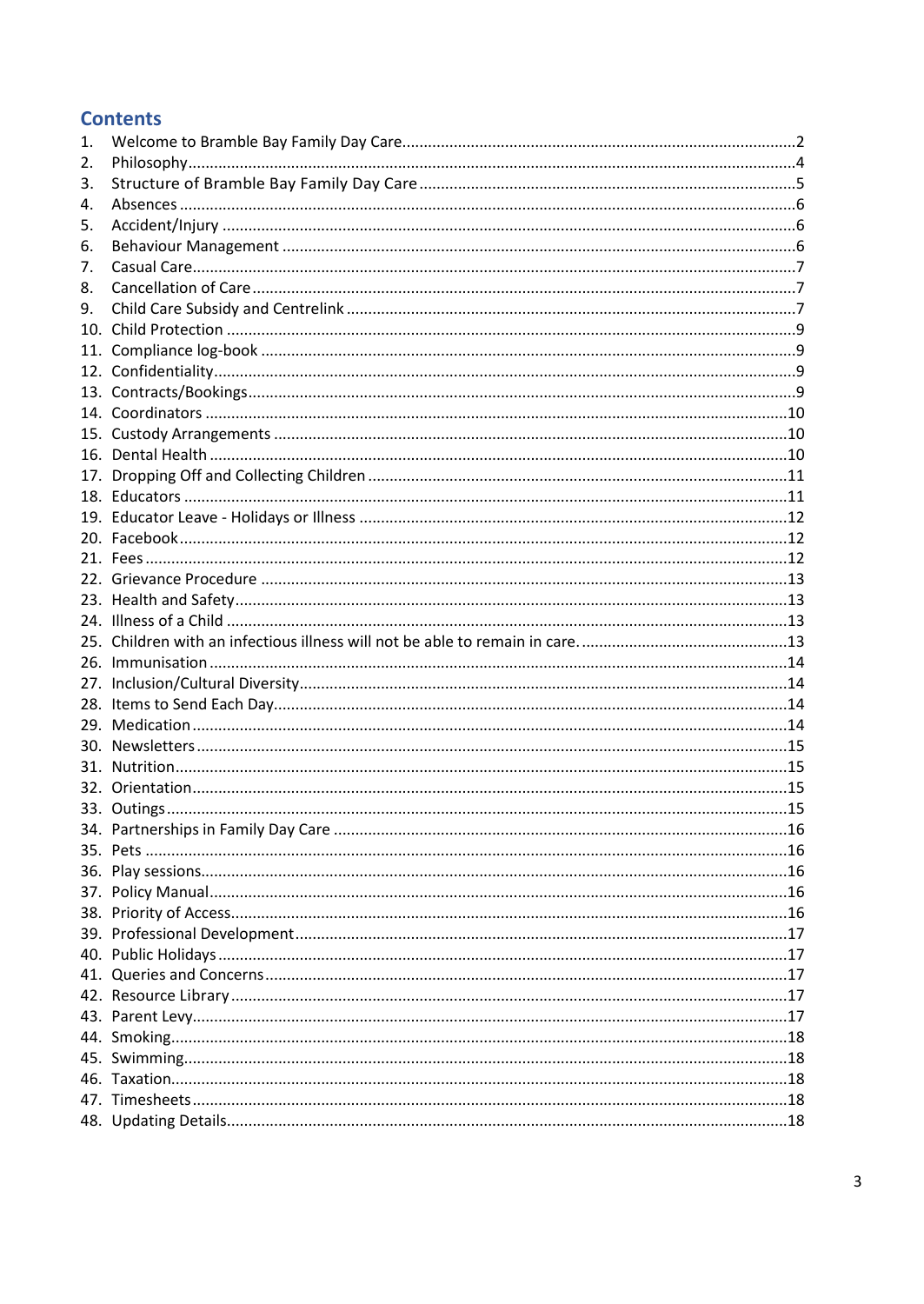## Contents

1. Welcome to Bramble Bay Family Day Care.....2
2. Philosophy.....4
3. Structure of Bramble Bay Family Day Care.....5
4. Absences.....6
5. Accident/Injury.....6
6. Behaviour Management.....6
7. Casual Care.....7
8. Cancellation of Care.....7
9. Child Care Subsidy and Centrelink.....7
10. Child Protection.....9
11. Compliance log-book.....9
12. Confidentiality.....9
13. Contracts/Bookings.....9
14. Coordinators.....10
15. Custody Arrangements.....10
16. Dental Health.....10
17. Dropping Off and Collecting Children.....11
18. Educators.....11
19. Educator Leave - Holidays or Illness.....12
20. Facebook.....12
21. Fees.....12
22. Grievance Procedure.....13
23. Health and Safety.....13
24. Illness of a Child.....13
25. Children with an infectious illness will not be able to remain in care......13
26. Immunisation.....14
27. Inclusion/Cultural Diversity.....14
28. Items to Send Each Day.....14
29. Medication.....14
30. Newsletters.....15
31. Nutrition.....15
32. Orientation.....15
33. Outings.....15
34. Partnerships in Family Day Care.....16
35. Pets.....16
36. Play sessions.....16
37. Policy Manual.....16
38. Priority of Access.....16
39. Professional Development.....17
40. Public Holidays.....17
41. Queries and Concerns.....17
42. Resource Library.....17
43. Parent Levy.....17
44. Smoking.....18
45. Swimming.....18
46. Taxation.....18
47. Timesheets.....18
48. Updating Details.....18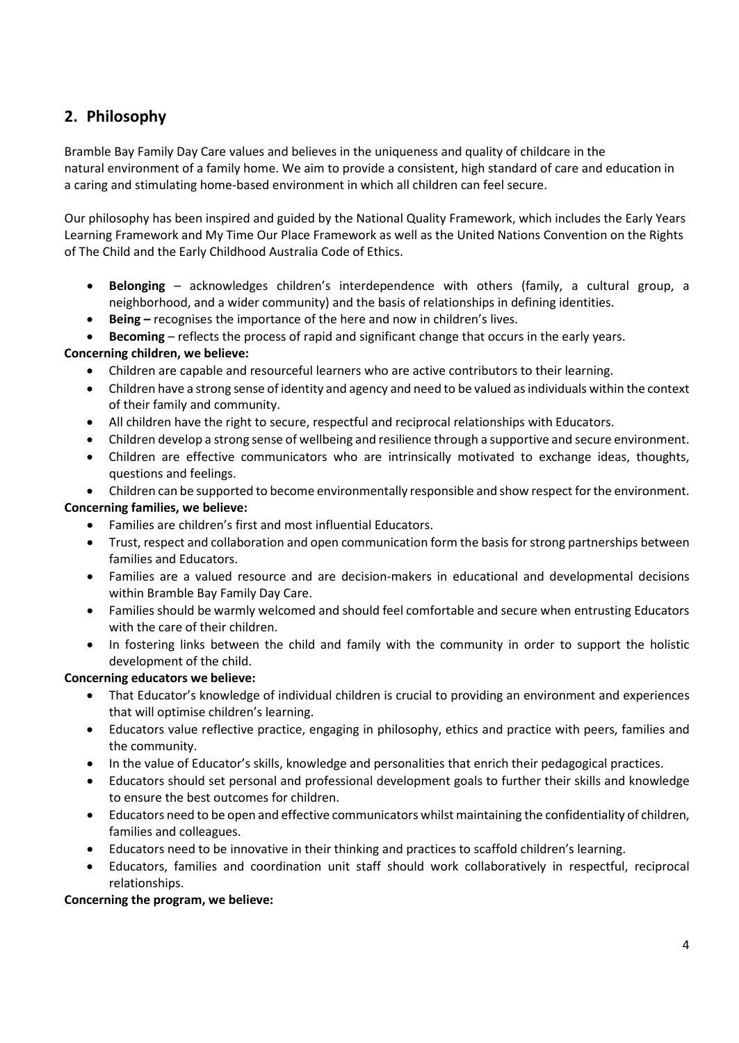## 2. Philosophy

Bramble Bay Family Day Care values and believes in the uniqueness and quality of childcare in the natural environment of a family home. We aim to provide a consistent, high standard of care and education in a caring and stimulating home-based environment in which all children can feel secure.

Our philosophy has been inspired and guided by the National Quality Framework, which includes the Early Years Learning Framework and My Time Our Place Framework as well as the United Nations Convention on the Rights of The Child and the Early Childhood Australia Code of Ethics.

- **Belonging** – acknowledges children's interdependence with others (family, a cultural group, a neighborhood, and a wider community) and the basis of relationships in defining identities.
- **Being –** recognises the importance of the here and now in children's lives.
- **Becoming** – reflects the process of rapid and significant change that occurs in the early years.

**Concerning children, we believe:**

- Children are capable and resourceful learners who are active contributors to their learning.
- Children have a strong sense of identity and agency and need to be valued as individuals within the context of their family and community.
- All children have the right to secure, respectful and reciprocal relationships with Educators.
- Children develop a strong sense of wellbeing and resilience through a supportive and secure environment.
- Children are effective communicators who are intrinsically motivated to exchange ideas, thoughts, questions and feelings.
- Children can be supported to become environmentally responsible and show respect for the environment.

**Concerning families, we believe:**

- Families are children's first and most influential Educators.
- Trust, respect and collaboration and open communication form the basis for strong partnerships between families and Educators.
- Families are a valued resource and are decision-makers in educational and developmental decisions within Bramble Bay Family Day Care.
- Families should be warmly welcomed and should feel comfortable and secure when entrusting Educators with the care of their children.
- In fostering links between the child and family with the community in order to support the holistic development of the child.

**Concerning educators we believe:**

- That Educator's knowledge of individual children is crucial to providing an environment and experiences that will optimise children's learning.
- Educators value reflective practice, engaging in philosophy, ethics and practice with peers, families and the community.
- In the value of Educator's skills, knowledge and personalities that enrich their pedagogical practices.
- Educators should set personal and professional development goals to further their skills and knowledge to ensure the best outcomes for children.
- Educators need to be open and effective communicators whilst maintaining the confidentiality of children, families and colleagues.
- Educators need to be innovative in their thinking and practices to scaffold children's learning.
- Educators, families and coordination unit staff should work collaboratively in respectful, reciprocal relationships.

**Concerning the program, we believe:**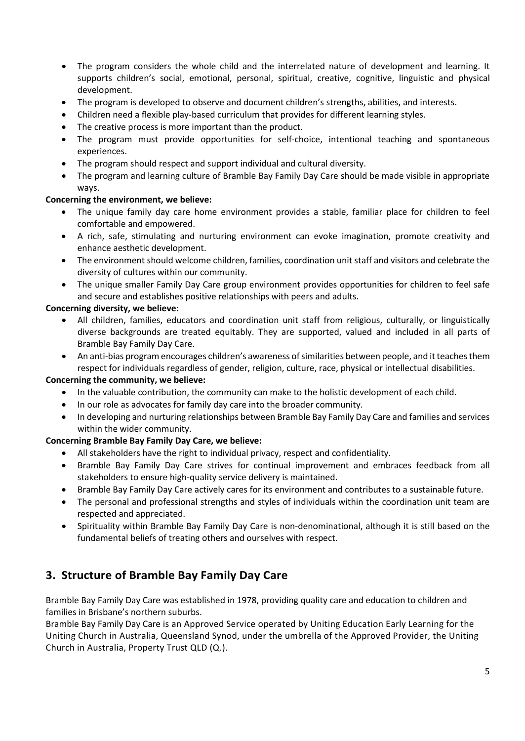- The program considers the whole child and the interrelated nature of development and learning. It supports children's social, emotional, personal, spiritual, creative, cognitive, linguistic and physical development.
- The program is developed to observe and document children's strengths, abilities, and interests.
- Children need a flexible play-based curriculum that provides for different learning styles.
- The creative process is more important than the product.
- The program must provide opportunities for self-choice, intentional teaching and spontaneous experiences.
- The program should respect and support individual and cultural diversity.
- The program and learning culture of Bramble Bay Family Day Care should be made visible in appropriate ways.

**Concerning the environment, we believe:**

- The unique family day care home environment provides a stable, familiar place for children to feel comfortable and empowered.
- A rich, safe, stimulating and nurturing environment can evoke imagination, promote creativity and enhance aesthetic development.
- The environment should welcome children, families, coordination unit staff and visitors and celebrate the diversity of cultures within our community.
- The unique smaller Family Day Care group environment provides opportunities for children to feel safe and secure and establishes positive relationships with peers and adults.

**Concerning diversity, we believe:**

- All children, families, educators and coordination unit staff from religious, culturally, or linguistically diverse backgrounds are treated equitably. They are supported, valued and included in all parts of Bramble Bay Family Day Care.
- An anti-bias program encourages children's awareness of similarities between people, and it teaches them respect for individuals regardless of gender, religion, culture, race, physical or intellectual disabilities.

**Concerning the community, we believe:**

- In the valuable contribution, the community can make to the holistic development of each child.
- In our role as advocates for family day care into the broader community.
- In developing and nurturing relationships between Bramble Bay Family Day Care and families and services within the wider community.

**Concerning Bramble Bay Family Day Care, we believe:**

- All stakeholders have the right to individual privacy, respect and confidentiality.
- Bramble Bay Family Day Care strives for continual improvement and embraces feedback from all stakeholders to ensure high-quality service delivery is maintained.
- Bramble Bay Family Day Care actively cares for its environment and contributes to a sustainable future.
- The personal and professional strengths and styles of individuals within the coordination unit team are respected and appreciated.
- Spirituality within Bramble Bay Family Day Care is non-denominational, although it is still based on the fundamental beliefs of treating others and ourselves with respect.

## 3. Structure of Bramble Bay Family Day Care

Bramble Bay Family Day Care was established in 1978, providing quality care and education to children and families in Brisbane's northern suburbs.

Bramble Bay Family Day Care is an Approved Service operated by Uniting Education Early Learning for the Uniting Church in Australia, Queensland Synod, under the umbrella of the Approved Provider, the Uniting Church in Australia, Property Trust QLD (Q.).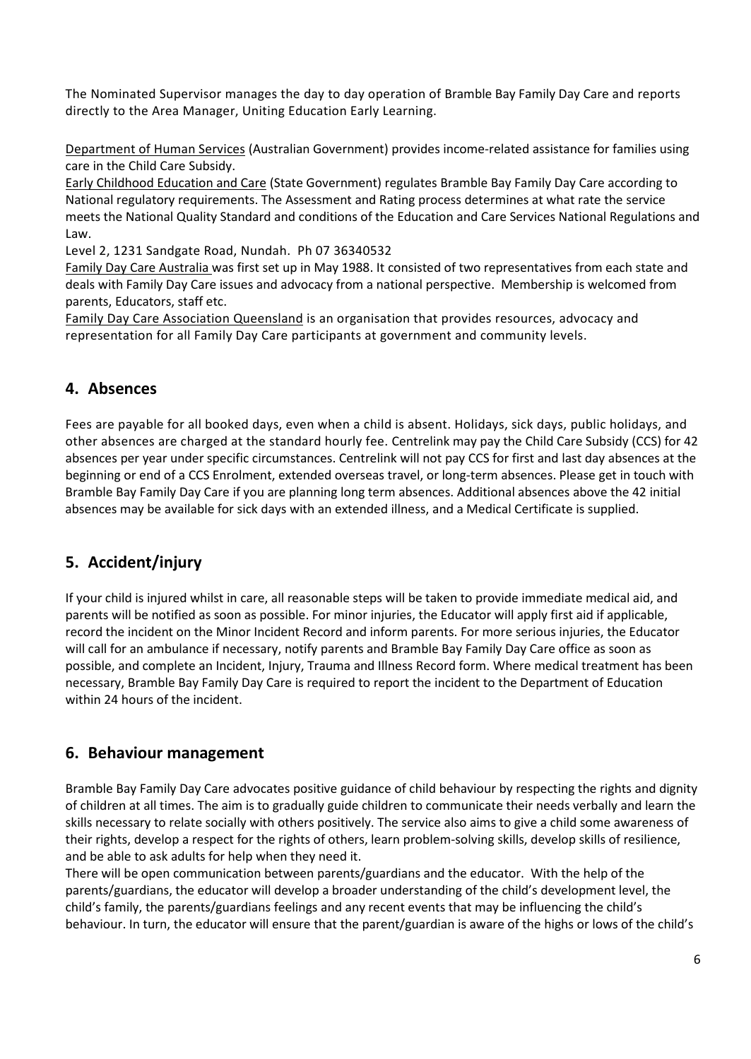The Nominated Supervisor manages the day to day operation of Bramble Bay Family Day Care and reports directly to the Area Manager, Uniting Education Early Learning.

Department of Human Services (Australian Government) provides income-related assistance for families using care in the Child Care Subsidy.

Early Childhood Education and Care (State Government) regulates Bramble Bay Family Day Care according to National regulatory requirements. The Assessment and Rating process determines at what rate the service meets the National Quality Standard and conditions of the Education and Care Services National Regulations and Law.

Level 2, 1231 Sandgate Road, Nundah. Ph 07 36340532

Family Day Care Australia was first set up in May 1988. It consisted of two representatives from each state and deals with Family Day Care issues and advocacy from a national perspective. Membership is welcomed from parents, Educators, staff etc.

Family Day Care Association Queensland is an organisation that provides resources, advocacy and representation for all Family Day Care participants at government and community levels.

## 4. Absences

Fees are payable for all booked days, even when a child is absent. Holidays, sick days, public holidays, and other absences are charged at the standard hourly fee. Centrelink may pay the Child Care Subsidy (CCS) for 42 absences per year under specific circumstances. Centrelink will not pay CCS for first and last day absences at the beginning or end of a CCS Enrolment, extended overseas travel, or long-term absences. Please get in touch with Bramble Bay Family Day Care if you are planning long term absences. Additional absences above the 42 initial absences may be available for sick days with an extended illness, and a Medical Certificate is supplied.

## 5. Accident/injury

If your child is injured whilst in care, all reasonable steps will be taken to provide immediate medical aid, and parents will be notified as soon as possible. For minor injuries, the Educator will apply first aid if applicable, record the incident on the Minor Incident Record and inform parents. For more serious injuries, the Educator will call for an ambulance if necessary, notify parents and Bramble Bay Family Day Care office as soon as possible, and complete an Incident, Injury, Trauma and Illness Record form. Where medical treatment has been necessary, Bramble Bay Family Day Care is required to report the incident to the Department of Education within 24 hours of the incident.

## 6. Behaviour management

Bramble Bay Family Day Care advocates positive guidance of child behaviour by respecting the rights and dignity of children at all times. The aim is to gradually guide children to communicate their needs verbally and learn the skills necessary to relate socially with others positively. The service also aims to give a child some awareness of their rights, develop a respect for the rights of others, learn problem-solving skills, develop skills of resilience, and be able to ask adults for help when they need it.

There will be open communication between parents/guardians and the educator. With the help of the parents/guardians, the educator will develop a broader understanding of the child's development level, the child's family, the parents/guardians feelings and any recent events that may be influencing the child's behaviour. In turn, the educator will ensure that the parent/guardian is aware of the highs or lows of the child's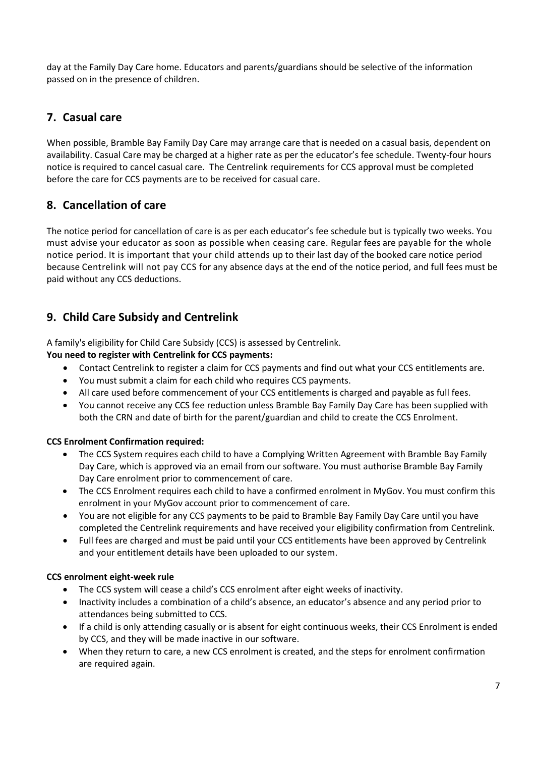day at the Family Day Care home. Educators and parents/guardians should be selective of the information passed on in the presence of children.

## 7. Casual care

When possible, Bramble Bay Family Day Care may arrange care that is needed on a casual basis, dependent on availability. Casual Care may be charged at a higher rate as per the educator's fee schedule. Twenty-four hours notice is required to cancel casual care. The Centrelink requirements for CCS approval must be completed before the care for CCS payments are to be received for casual care.

## 8. Cancellation of care

The notice period for cancellation of care is as per each educator's fee schedule but is typically two weeks. You must advise your educator as soon as possible when ceasing care. Regular fees are payable for the whole notice period. It is important that your child attends up to their last day of the booked care notice period because Centrelink will not pay CCS for any absence days at the end of the notice period, and full fees must be paid without any CCS deductions.

## 9. Child Care Subsidy and Centrelink

A family's eligibility for Child Care Subsidy (CCS) is assessed by Centrelink.

**You need to register with Centrelink for CCS payments:**

- Contact Centrelink to register a claim for CCS payments and find out what your CCS entitlements are.
- You must submit a claim for each child who requires CCS payments.
- All care used before commencement of your CCS entitlements is charged and payable as full fees.
- You cannot receive any CCS fee reduction unless Bramble Bay Family Day Care has been supplied with both the CRN and date of birth for the parent/guardian and child to create the CCS Enrolment.

**CCS Enrolment Confirmation required:**

- The CCS System requires each child to have a Complying Written Agreement with Bramble Bay Family Day Care, which is approved via an email from our software. You must authorise Bramble Bay Family Day Care enrolment prior to commencement of care.
- The CCS Enrolment requires each child to have a confirmed enrolment in MyGov. You must confirm this enrolment in your MyGov account prior to commencement of care.
- You are not eligible for any CCS payments to be paid to Bramble Bay Family Day Care until you have completed the Centrelink requirements and have received your eligibility confirmation from Centrelink.
- Full fees are charged and must be paid until your CCS entitlements have been approved by Centrelink and your entitlement details have been uploaded to our system.

**CCS enrolment eight-week rule**

- The CCS system will cease a child's CCS enrolment after eight weeks of inactivity.
- Inactivity includes a combination of a child's absence, an educator's absence and any period prior to attendances being submitted to CCS.
- If a child is only attending casually or is absent for eight continuous weeks, their CCS Enrolment is ended by CCS, and they will be made inactive in our software.
- When they return to care, a new CCS enrolment is created, and the steps for enrolment confirmation are required again.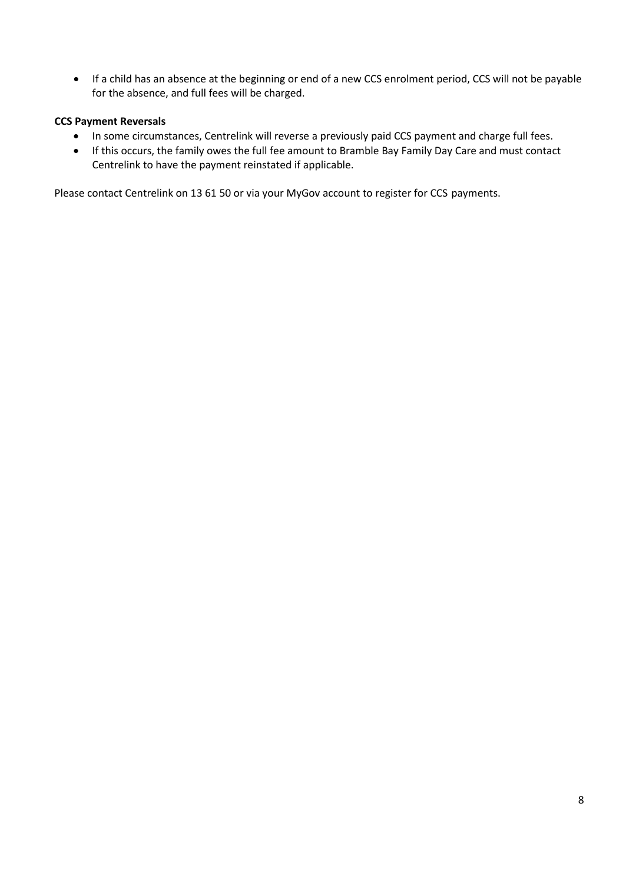- If a child has an absence at the beginning or end of a new CCS enrolment period, CCS will not be payable for the absence, and full fees will be charged.

**CCS Payment Reversals**

- In some circumstances, Centrelink will reverse a previously paid CCS payment and charge full fees.
- If this occurs, the family owes the full fee amount to Bramble Bay Family Day Care and must contact Centrelink to have the payment reinstated if applicable.

Please contact Centrelink on 13 61 50 or via your MyGov account to register for CCS payments.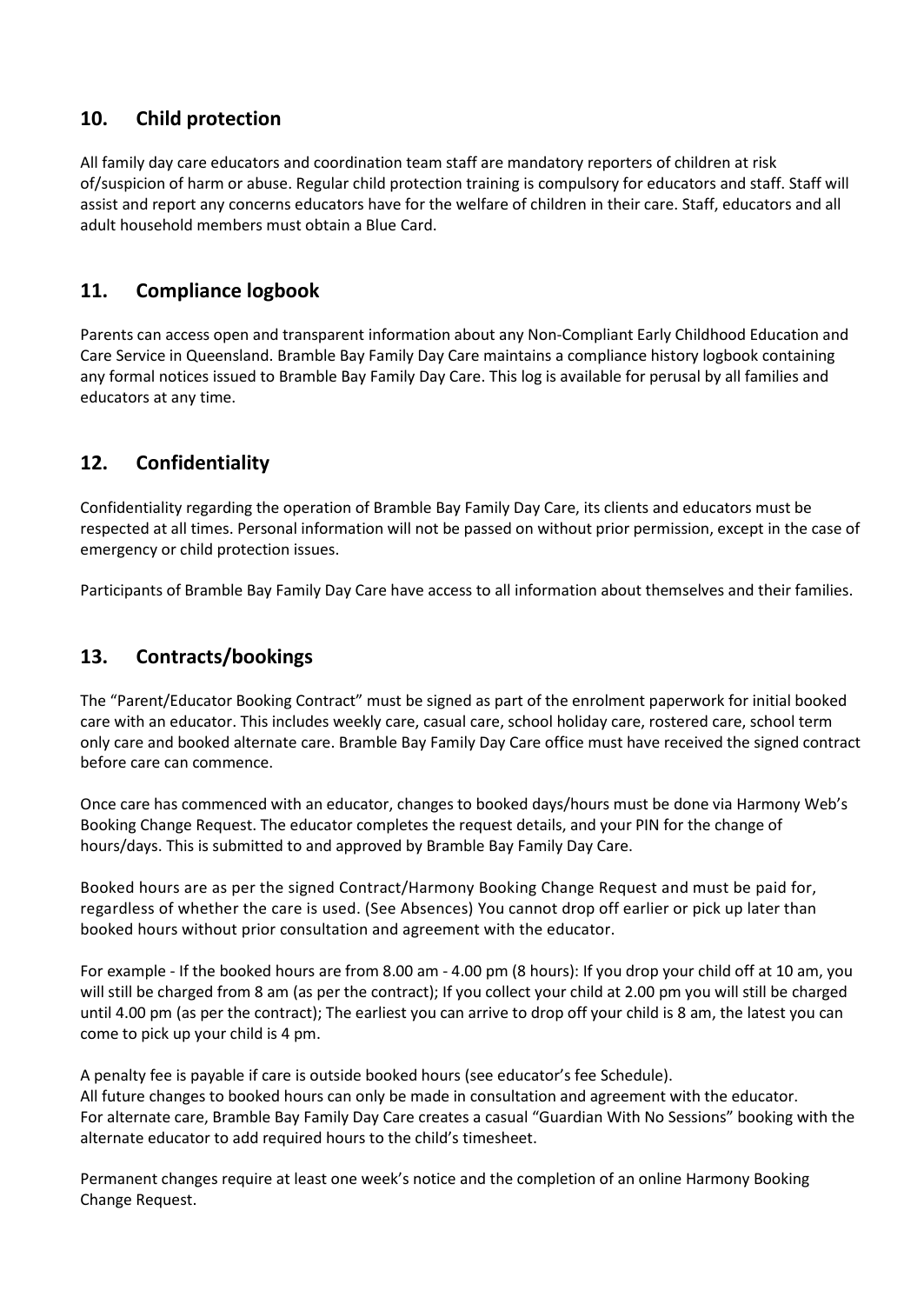## 10. Child protection

All family day care educators and coordination team staff are mandatory reporters of children at risk of/suspicion of harm or abuse. Regular child protection training is compulsory for educators and staff. Staff will assist and report any concerns educators have for the welfare of children in their care. Staff, educators and all adult household members must obtain a Blue Card.

## 11. Compliance logbook

Parents can access open and transparent information about any Non-Compliant Early Childhood Education and Care Service in Queensland. Bramble Bay Family Day Care maintains a compliance history logbook containing any formal notices issued to Bramble Bay Family Day Care. This log is available for perusal by all families and educators at any time.

## 12. Confidentiality

Confidentiality regarding the operation of Bramble Bay Family Day Care, its clients and educators must be respected at all times. Personal information will not be passed on without prior permission, except in the case of emergency or child protection issues.

Participants of Bramble Bay Family Day Care have access to all information about themselves and their families.

## 13. Contracts/bookings

The "Parent/Educator Booking Contract" must be signed as part of the enrolment paperwork for initial booked care with an educator. This includes weekly care, casual care, school holiday care, rostered care, school term only care and booked alternate care. Bramble Bay Family Day Care office must have received the signed contract before care can commence.

Once care has commenced with an educator, changes to booked days/hours must be done via Harmony Web's Booking Change Request. The educator completes the request details, and your PIN for the change of hours/days. This is submitted to and approved by Bramble Bay Family Day Care.

Booked hours are as per the signed Contract/Harmony Booking Change Request and must be paid for, regardless of whether the care is used. (See Absences) You cannot drop off earlier or pick up later than booked hours without prior consultation and agreement with the educator.

For example - If the booked hours are from 8.00 am - 4.00 pm (8 hours): If you drop your child off at 10 am, you will still be charged from 8 am (as per the contract); If you collect your child at 2.00 pm you will still be charged until 4.00 pm (as per the contract); The earliest you can arrive to drop off your child is 8 am, the latest you can come to pick up your child is 4 pm.

A penalty fee is payable if care is outside booked hours (see educator's fee Schedule).
All future changes to booked hours can only be made in consultation and agreement with the educator.
For alternate care, Bramble Bay Family Day Care creates a casual "Guardian With No Sessions" booking with the alternate educator to add required hours to the child's timesheet.

Permanent changes require at least one week's notice and the completion of an online Harmony Booking Change Request.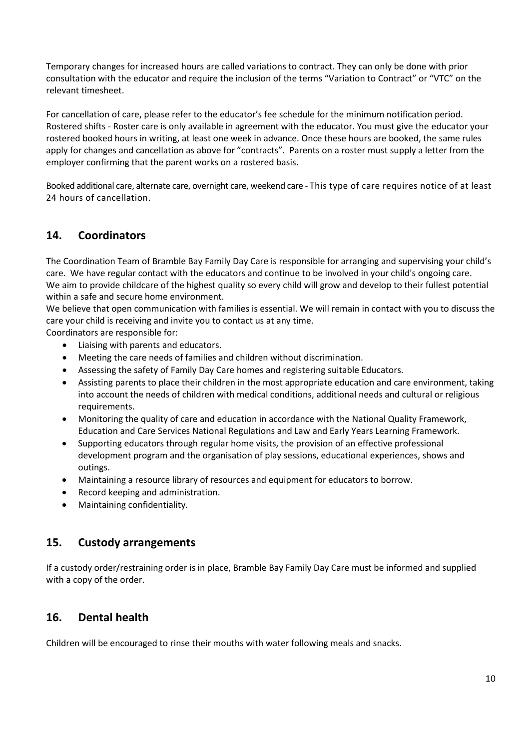Temporary changes for increased hours are called variations to contract. They can only be done with prior consultation with the educator and require the inclusion of the terms "Variation to Contract" or "VTC" on the relevant timesheet.

For cancellation of care, please refer to the educator's fee schedule for the minimum notification period. Rostered shifts - Roster care is only available in agreement with the educator. You must give the educator your rostered booked hours in writing, at least one week in advance. Once these hours are booked, the same rules apply for changes and cancellation as above for "contracts". Parents on a roster must supply a letter from the employer confirming that the parent works on a rostered basis.

Booked additional care, alternate care, overnight care, weekend care - This type of care requires notice of at least 24 hours of cancellation.

## 14. Coordinators

The Coordination Team of Bramble Bay Family Day Care is responsible for arranging and supervising your child's care. We have regular contact with the educators and continue to be involved in your child's ongoing care. We aim to provide childcare of the highest quality so every child will grow and develop to their fullest potential within a safe and secure home environment.
We believe that open communication with families is essential. We will remain in contact with you to discuss the care your child is receiving and invite you to contact us at any time.
Coordinators are responsible for:

- Liaising with parents and educators.
- Meeting the care needs of families and children without discrimination.
- Assessing the safety of Family Day Care homes and registering suitable Educators.
- Assisting parents to place their children in the most appropriate education and care environment, taking into account the needs of children with medical conditions, additional needs and cultural or religious requirements.
- Monitoring the quality of care and education in accordance with the National Quality Framework, Education and Care Services National Regulations and Law and Early Years Learning Framework.
- Supporting educators through regular home visits, the provision of an effective professional development program and the organisation of play sessions, educational experiences, shows and outings.
- Maintaining a resource library of resources and equipment for educators to borrow.
- Record keeping and administration.
- Maintaining confidentiality.

## 15. Custody arrangements

If a custody order/restraining order is in place, Bramble Bay Family Day Care must be informed and supplied with a copy of the order.

## 16. Dental health

Children will be encouraged to rinse their mouths with water following meals and snacks.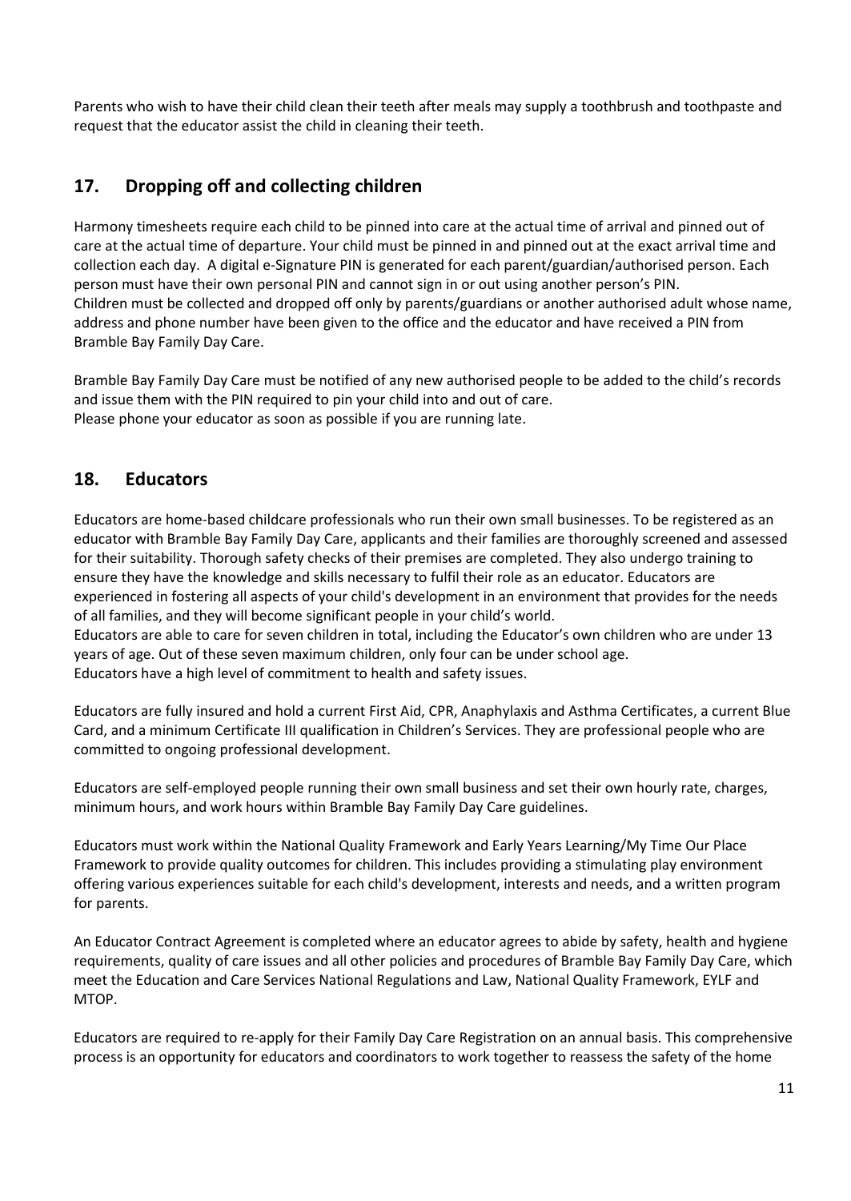Parents who wish to have their child clean their teeth after meals may supply a toothbrush and toothpaste and request that the educator assist the child in cleaning their teeth.

## 17. Dropping off and collecting children

Harmony timesheets require each child to be pinned into care at the actual time of arrival and pinned out of care at the actual time of departure. Your child must be pinned in and pinned out at the exact arrival time and collection each day. A digital e-Signature PIN is generated for each parent/guardian/authorised person. Each person must have their own personal PIN and cannot sign in or out using another person's PIN.
Children must be collected and dropped off only by parents/guardians or another authorised adult whose name, address and phone number have been given to the office and the educator and have received a PIN from Bramble Bay Family Day Care.

Bramble Bay Family Day Care must be notified of any new authorised people to be added to the child's records and issue them with the PIN required to pin your child into and out of care.
Please phone your educator as soon as possible if you are running late.

## 18. Educators

Educators are home-based childcare professionals who run their own small businesses. To be registered as an educator with Bramble Bay Family Day Care, applicants and their families are thoroughly screened and assessed for their suitability. Thorough safety checks of their premises are completed. They also undergo training to ensure they have the knowledge and skills necessary to fulfil their role as an educator. Educators are experienced in fostering all aspects of your child's development in an environment that provides for the needs of all families, and they will become significant people in your child's world.
Educators are able to care for seven children in total, including the Educator's own children who are under 13 years of age. Out of these seven maximum children, only four can be under school age.
Educators have a high level of commitment to health and safety issues.

Educators are fully insured and hold a current First Aid, CPR, Anaphylaxis and Asthma Certificates, a current Blue Card, and a minimum Certificate III qualification in Children's Services. They are professional people who are committed to ongoing professional development.

Educators are self-employed people running their own small business and set their own hourly rate, charges, minimum hours, and work hours within Bramble Bay Family Day Care guidelines.

Educators must work within the National Quality Framework and Early Years Learning/My Time Our Place Framework to provide quality outcomes for children. This includes providing a stimulating play environment offering various experiences suitable for each child's development, interests and needs, and a written program for parents.

An Educator Contract Agreement is completed where an educator agrees to abide by safety, health and hygiene requirements, quality of care issues and all other policies and procedures of Bramble Bay Family Day Care, which meet the Education and Care Services National Regulations and Law, National Quality Framework, EYLF and MTOP.

Educators are required to re-apply for their Family Day Care Registration on an annual basis. This comprehensive process is an opportunity for educators and coordinators to work together to reassess the safety of the home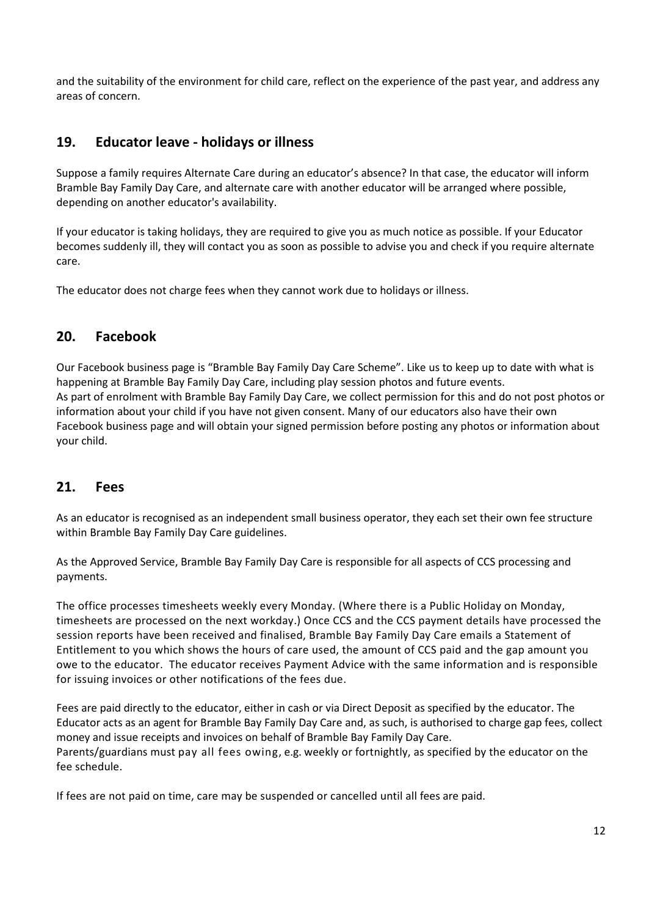and the suitability of the environment for child care, reflect on the experience of the past year, and address any areas of concern.

## 19. Educator leave - holidays or illness

Suppose a family requires Alternate Care during an educator's absence? In that case, the educator will inform Bramble Bay Family Day Care, and alternate care with another educator will be arranged where possible, depending on another educator's availability.

If your educator is taking holidays, they are required to give you as much notice as possible. If your Educator becomes suddenly ill, they will contact you as soon as possible to advise you and check if you require alternate care.

The educator does not charge fees when they cannot work due to holidays or illness.

## 20. Facebook

Our Facebook business page is "Bramble Bay Family Day Care Scheme". Like us to keep up to date with what is happening at Bramble Bay Family Day Care, including play session photos and future events.
As part of enrolment with Bramble Bay Family Day Care, we collect permission for this and do not post photos or information about your child if you have not given consent. Many of our educators also have their own Facebook business page and will obtain your signed permission before posting any photos or information about your child.

## 21. Fees

As an educator is recognised as an independent small business operator, they each set their own fee structure within Bramble Bay Family Day Care guidelines.

As the Approved Service, Bramble Bay Family Day Care is responsible for all aspects of CCS processing and payments.

The office processes timesheets weekly every Monday. (Where there is a Public Holiday on Monday, timesheets are processed on the next workday.) Once CCS and the CCS payment details have processed the session reports have been received and finalised, Bramble Bay Family Day Care emails a Statement of Entitlement to you which shows the hours of care used, the amount of CCS paid and the gap amount you owe to the educator. The educator receives Payment Advice with the same information and is responsible for issuing invoices or other notifications of the fees due.

Fees are paid directly to the educator, either in cash or via Direct Deposit as specified by the educator. The Educator acts as an agent for Bramble Bay Family Day Care and, as such, is authorised to charge gap fees, collect money and issue receipts and invoices on behalf of Bramble Bay Family Day Care.
Parents/guardians must pay all fees owing, e.g. weekly or fortnightly, as specified by the educator on the fee schedule.

If fees are not paid on time, care may be suspended or cancelled until all fees are paid.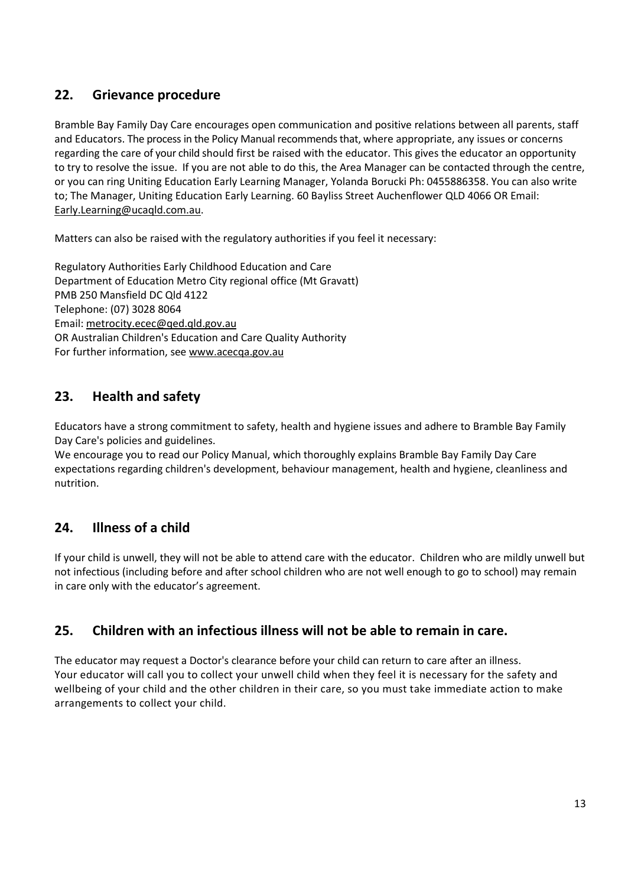## 22. Grievance procedure

Bramble Bay Family Day Care encourages open communication and positive relations between all parents, staff and Educators. The process in the Policy Manual recommends that, where appropriate, any issues or concerns regarding the care of your child should first be raised with the educator. This gives the educator an opportunity to try to resolve the issue. If you are not able to do this, the Area Manager can be contacted through the centre, or you can ring Uniting Education Early Learning Manager, Yolanda Borucki Ph: 0455886358. You can also write to; The Manager, Uniting Education Early Learning. 60 Bayliss Street Auchenflower QLD 4066 OR Email: Early.Learning@ucaqld.com.au.

Matters can also be raised with the regulatory authorities if you feel it necessary:

Regulatory Authorities Early Childhood Education and Care
Department of Education Metro City regional office (Mt Gravatt)
PMB 250 Mansfield DC Qld 4122
Telephone: (07) 3028 8064
Email: metrocity.ecec@qed.qld.gov.au
OR Australian Children's Education and Care Quality Authority
For further information, see www.acecqa.gov.au

## 23. Health and safety

Educators have a strong commitment to safety, health and hygiene issues and adhere to Bramble Bay Family Day Care's policies and guidelines.
We encourage you to read our Policy Manual, which thoroughly explains Bramble Bay Family Day Care expectations regarding children's development, behaviour management, health and hygiene, cleanliness and nutrition.

## 24. Illness of a child

If your child is unwell, they will not be able to attend care with the educator. Children who are mildly unwell but not infectious (including before and after school children who are not well enough to go to school) may remain in care only with the educator's agreement.

## 25. Children with an infectious illness will not be able to remain in care.

The educator may request a Doctor's clearance before your child can return to care after an illness.
Your educator will call you to collect your unwell child when they feel it is necessary for the safety and wellbeing of your child and the other children in their care, so you must take immediate action to make arrangements to collect your child.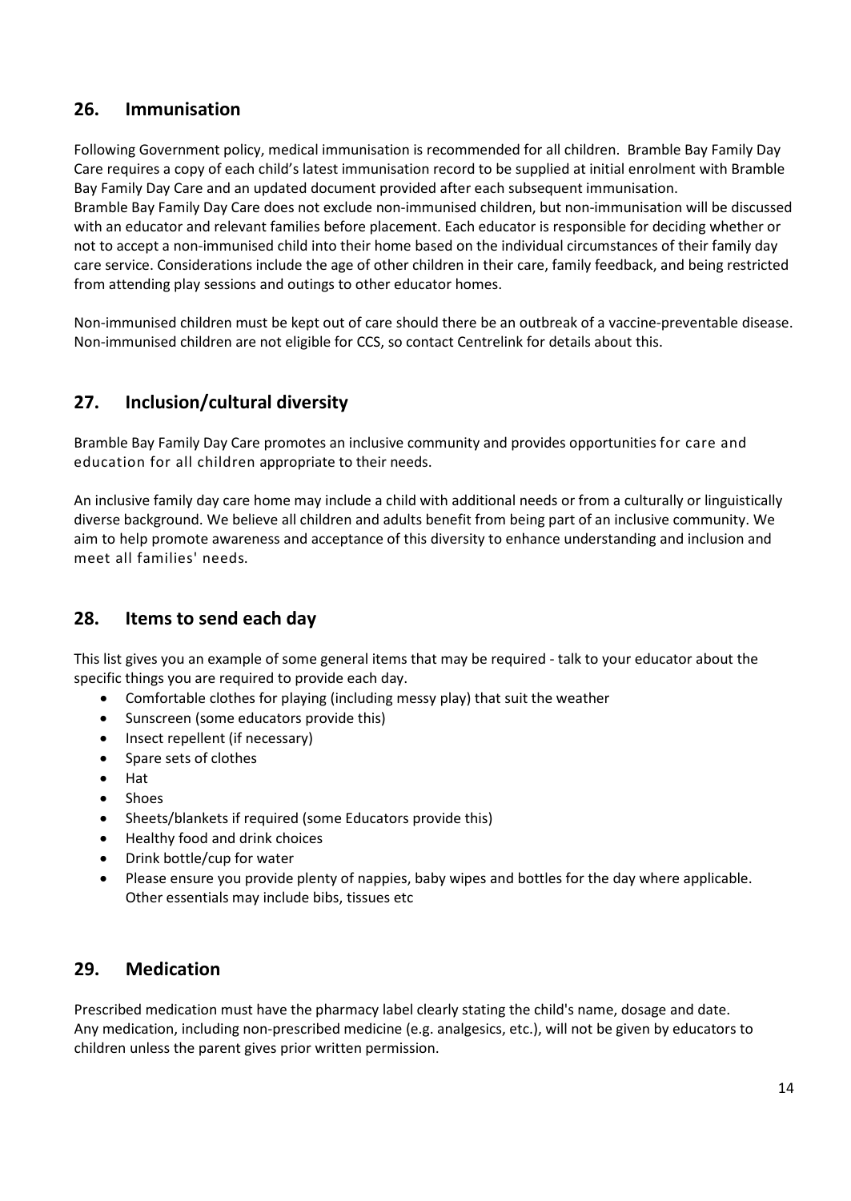## 26. Immunisation

Following Government policy, medical immunisation is recommended for all children. Bramble Bay Family Day Care requires a copy of each child's latest immunisation record to be supplied at initial enrolment with Bramble Bay Family Day Care and an updated document provided after each subsequent immunisation.
Bramble Bay Family Day Care does not exclude non-immunised children, but non-immunisation will be discussed with an educator and relevant families before placement. Each educator is responsible for deciding whether or not to accept a non-immunised child into their home based on the individual circumstances of their family day care service. Considerations include the age of other children in their care, family feedback, and being restricted from attending play sessions and outings to other educator homes.

Non-immunised children must be kept out of care should there be an outbreak of a vaccine-preventable disease. Non-immunised children are not eligible for CCS, so contact Centrelink for details about this.

## 27. Inclusion/cultural diversity

Bramble Bay Family Day Care promotes an inclusive community and provides opportunities for care and education for all children appropriate to their needs.

An inclusive family day care home may include a child with additional needs or from a culturally or linguistically diverse background. We believe all children and adults benefit from being part of an inclusive community. We aim to help promote awareness and acceptance of this diversity to enhance understanding and inclusion and meet all families' needs.

## 28. Items to send each day

This list gives you an example of some general items that may be required - talk to your educator about the specific things you are required to provide each day.

- Comfortable clothes for playing (including messy play) that suit the weather
- Sunscreen (some educators provide this)
- Insect repellent (if necessary)
- Spare sets of clothes
- Hat
- Shoes
- Sheets/blankets if required (some Educators provide this)
- Healthy food and drink choices
- Drink bottle/cup for water
- Please ensure you provide plenty of nappies, baby wipes and bottles for the day where applicable. Other essentials may include bibs, tissues etc

## 29. Medication

Prescribed medication must have the pharmacy label clearly stating the child's name, dosage and date.
Any medication, including non-prescribed medicine (e.g. analgesics, etc.), will not be given by educators to children unless the parent gives prior written permission.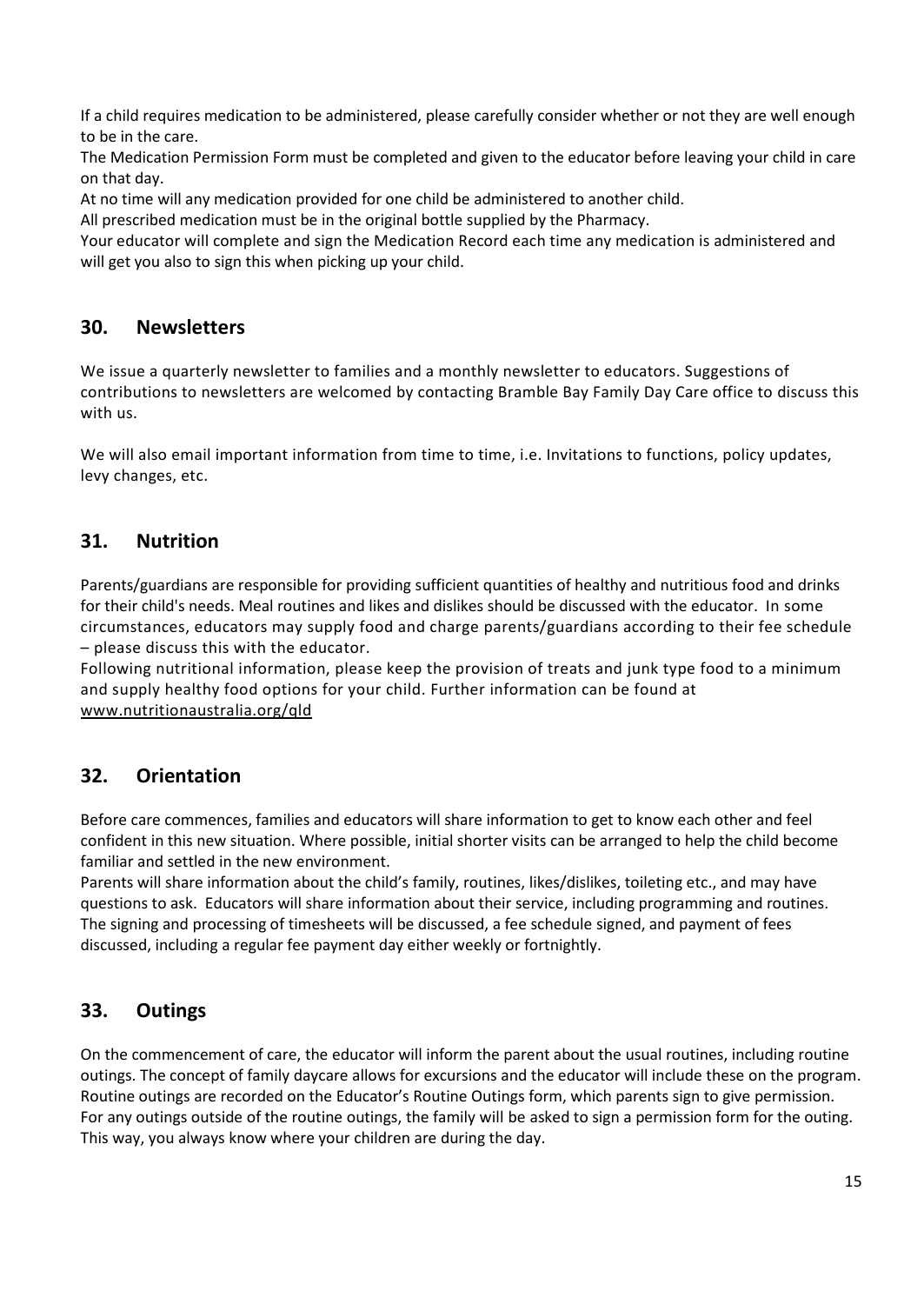If a child requires medication to be administered, please carefully consider whether or not they are well enough to be in the care.

The Medication Permission Form must be completed and given to the educator before leaving your child in care on that day.

At no time will any medication provided for one child be administered to another child.

All prescribed medication must be in the original bottle supplied by the Pharmacy.

Your educator will complete and sign the Medication Record each time any medication is administered and will get you also to sign this when picking up your child.

## 30. Newsletters

We issue a quarterly newsletter to families and a monthly newsletter to educators. Suggestions of contributions to newsletters are welcomed by contacting Bramble Bay Family Day Care office to discuss this with us.

We will also email important information from time to time, i.e. Invitations to functions, policy updates, levy changes, etc.

## 31. Nutrition

Parents/guardians are responsible for providing sufficient quantities of healthy and nutritious food and drinks for their child's needs. Meal routines and likes and dislikes should be discussed with the educator. In some circumstances, educators may supply food and charge parents/guardians according to their fee schedule – please discuss this with the educator.

Following nutritional information, please keep the provision of treats and junk type food to a minimum and supply healthy food options for your child. Further information can be found at www.nutritionaustralia.org/qld

## 32. Orientation

Before care commences, families and educators will share information to get to know each other and feel confident in this new situation. Where possible, initial shorter visits can be arranged to help the child become familiar and settled in the new environment.

Parents will share information about the child's family, routines, likes/dislikes, toileting etc., and may have questions to ask. Educators will share information about their service, including programming and routines. The signing and processing of timesheets will be discussed, a fee schedule signed, and payment of fees discussed, including a regular fee payment day either weekly or fortnightly.

## 33. Outings

On the commencement of care, the educator will inform the parent about the usual routines, including routine outings. The concept of family daycare allows for excursions and the educator will include these on the program. Routine outings are recorded on the Educator's Routine Outings form, which parents sign to give permission. For any outings outside of the routine outings, the family will be asked to sign a permission form for the outing. This way, you always know where your children are during the day.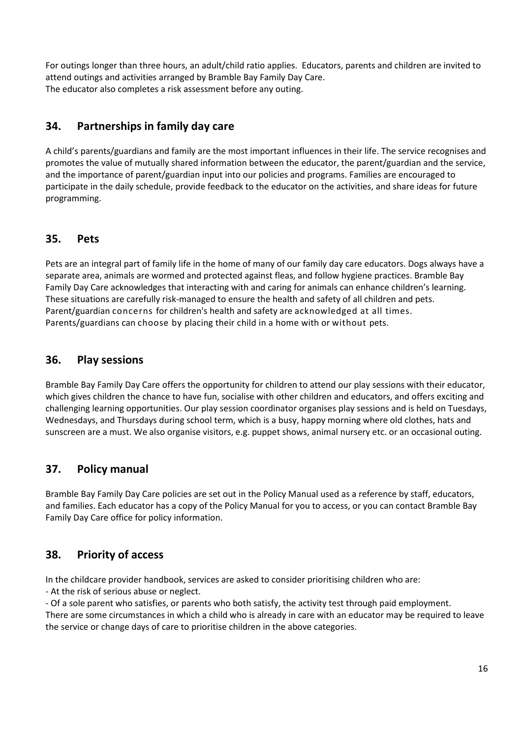For outings longer than three hours, an adult/child ratio applies. Educators, parents and children are invited to attend outings and activities arranged by Bramble Bay Family Day Care.
The educator also completes a risk assessment before any outing.

## 34. Partnerships in family day care

A child's parents/guardians and family are the most important influences in their life. The service recognises and promotes the value of mutually shared information between the educator, the parent/guardian and the service, and the importance of parent/guardian input into our policies and programs. Families are encouraged to participate in the daily schedule, provide feedback to the educator on the activities, and share ideas for future programming.

## 35. Pets

Pets are an integral part of family life in the home of many of our family day care educators. Dogs always have a separate area, animals are wormed and protected against fleas, and follow hygiene practices. Bramble Bay Family Day Care acknowledges that interacting with and caring for animals can enhance children's learning. These situations are carefully risk-managed to ensure the health and safety of all children and pets. Parent/guardian concerns for children's health and safety are acknowledged at all times. Parents/guardians can choose by placing their child in a home with or without pets.

## 36. Play sessions

Bramble Bay Family Day Care offers the opportunity for children to attend our play sessions with their educator, which gives children the chance to have fun, socialise with other children and educators, and offers exciting and challenging learning opportunities. Our play session coordinator organises play sessions and is held on Tuesdays, Wednesdays, and Thursdays during school term, which is a busy, happy morning where old clothes, hats and sunscreen are a must. We also organise visitors, e.g. puppet shows, animal nursery etc. or an occasional outing.

## 37. Policy manual

Bramble Bay Family Day Care policies are set out in the Policy Manual used as a reference by staff, educators, and families. Each educator has a copy of the Policy Manual for you to access, or you can contact Bramble Bay Family Day Care office for policy information.

## 38. Priority of access

In the childcare provider handbook, services are asked to consider prioritising children who are:

- At the risk of serious abuse or neglect.
- Of a sole parent who satisfies, or parents who both satisfy, the activity test through paid employment.

There are some circumstances in which a child who is already in care with an educator may be required to leave the service or change days of care to prioritise children in the above categories.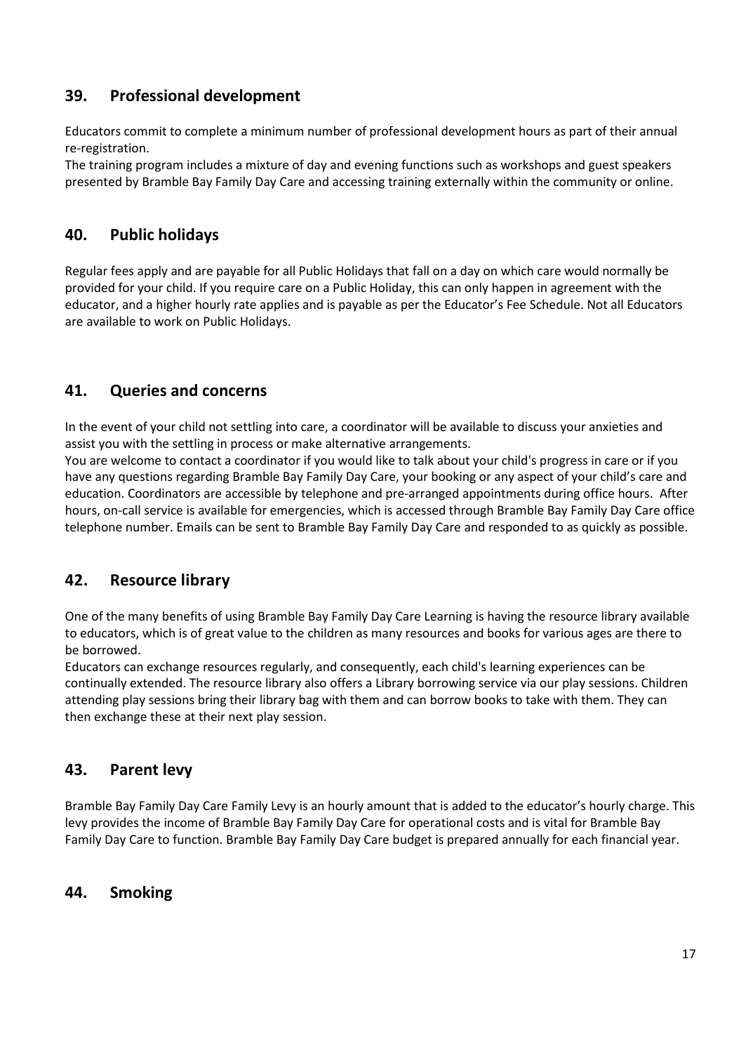## 39. Professional development

Educators commit to complete a minimum number of professional development hours as part of their annual re-registration.
The training program includes a mixture of day and evening functions such as workshops and guest speakers presented by Bramble Bay Family Day Care and accessing training externally within the community or online.

## 40. Public holidays

Regular fees apply and are payable for all Public Holidays that fall on a day on which care would normally be provided for your child. If you require care on a Public Holiday, this can only happen in agreement with the educator, and a higher hourly rate applies and is payable as per the Educator's Fee Schedule. Not all Educators are available to work on Public Holidays.

## 41. Queries and concerns

In the event of your child not settling into care, a coordinator will be available to discuss your anxieties and assist you with the settling in process or make alternative arrangements.
You are welcome to contact a coordinator if you would like to talk about your child's progress in care or if you have any questions regarding Bramble Bay Family Day Care, your booking or any aspect of your child's care and education. Coordinators are accessible by telephone and pre-arranged appointments during office hours. After hours, on-call service is available for emergencies, which is accessed through Bramble Bay Family Day Care office telephone number. Emails can be sent to Bramble Bay Family Day Care and responded to as quickly as possible.

## 42. Resource library

One of the many benefits of using Bramble Bay Family Day Care Learning is having the resource library available to educators, which is of great value to the children as many resources and books for various ages are there to be borrowed.
Educators can exchange resources regularly, and consequently, each child's learning experiences can be continually extended. The resource library also offers a Library borrowing service via our play sessions. Children attending play sessions bring their library bag with them and can borrow books to take with them. They can then exchange these at their next play session.

## 43. Parent levy

Bramble Bay Family Day Care Family Levy is an hourly amount that is added to the educator's hourly charge. This levy provides the income of Bramble Bay Family Day Care for operational costs and is vital for Bramble Bay Family Day Care to function. Bramble Bay Family Day Care budget is prepared annually for each financial year.

## 44. Smoking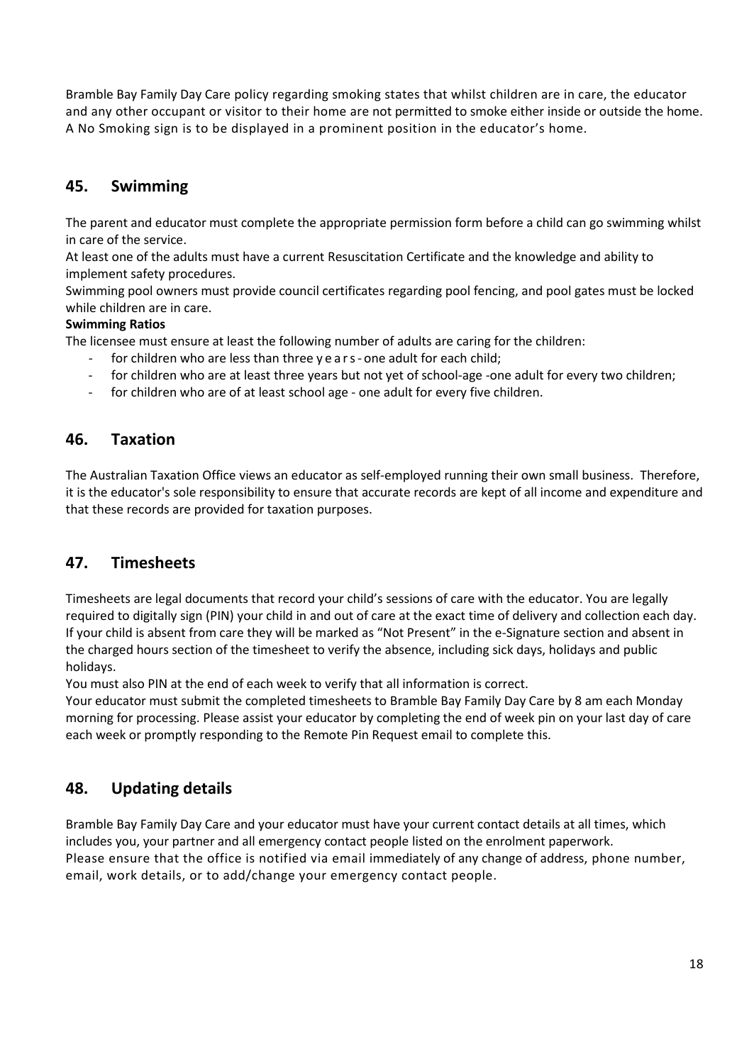Bramble Bay Family Day Care policy regarding smoking states that whilst children are in care, the educator and any other occupant or visitor to their home are not permitted to smoke either inside or outside the home. A No Smoking sign is to be displayed in a prominent position in the educator's home.

## 45. Swimming

The parent and educator must complete the appropriate permission form before a child can go swimming whilst in care of the service.

At least one of the adults must have a current Resuscitation Certificate and the knowledge and ability to implement safety procedures.

Swimming pool owners must provide council certificates regarding pool fencing, and pool gates must be locked while children are in care.

**Swimming Ratios**

The licensee must ensure at least the following number of adults are caring for the children:

- for children who are less than three years - one adult for each child;
- for children who are at least three years but not yet of school-age -one adult for every two children;
- for children who are of at least school age - one adult for every five children.

## 46. Taxation

The Australian Taxation Office views an educator as self-employed running their own small business. Therefore, it is the educator's sole responsibility to ensure that accurate records are kept of all income and expenditure and that these records are provided for taxation purposes.

## 47. Timesheets

Timesheets are legal documents that record your child's sessions of care with the educator. You are legally required to digitally sign (PIN) your child in and out of care at the exact time of delivery and collection each day. If your child is absent from care they will be marked as "Not Present" in the e-Signature section and absent in the charged hours section of the timesheet to verify the absence, including sick days, holidays and public holidays.

You must also PIN at the end of each week to verify that all information is correct.

Your educator must submit the completed timesheets to Bramble Bay Family Day Care by 8 am each Monday morning for processing. Please assist your educator by completing the end of week pin on your last day of care each week or promptly responding to the Remote Pin Request email to complete this.

## 48. Updating details

Bramble Bay Family Day Care and your educator must have your current contact details at all times, which includes you, your partner and all emergency contact people listed on the enrolment paperwork.

Please ensure that the office is notified via email immediately of any change of address, phone number, email, work details, or to add/change your emergency contact people.